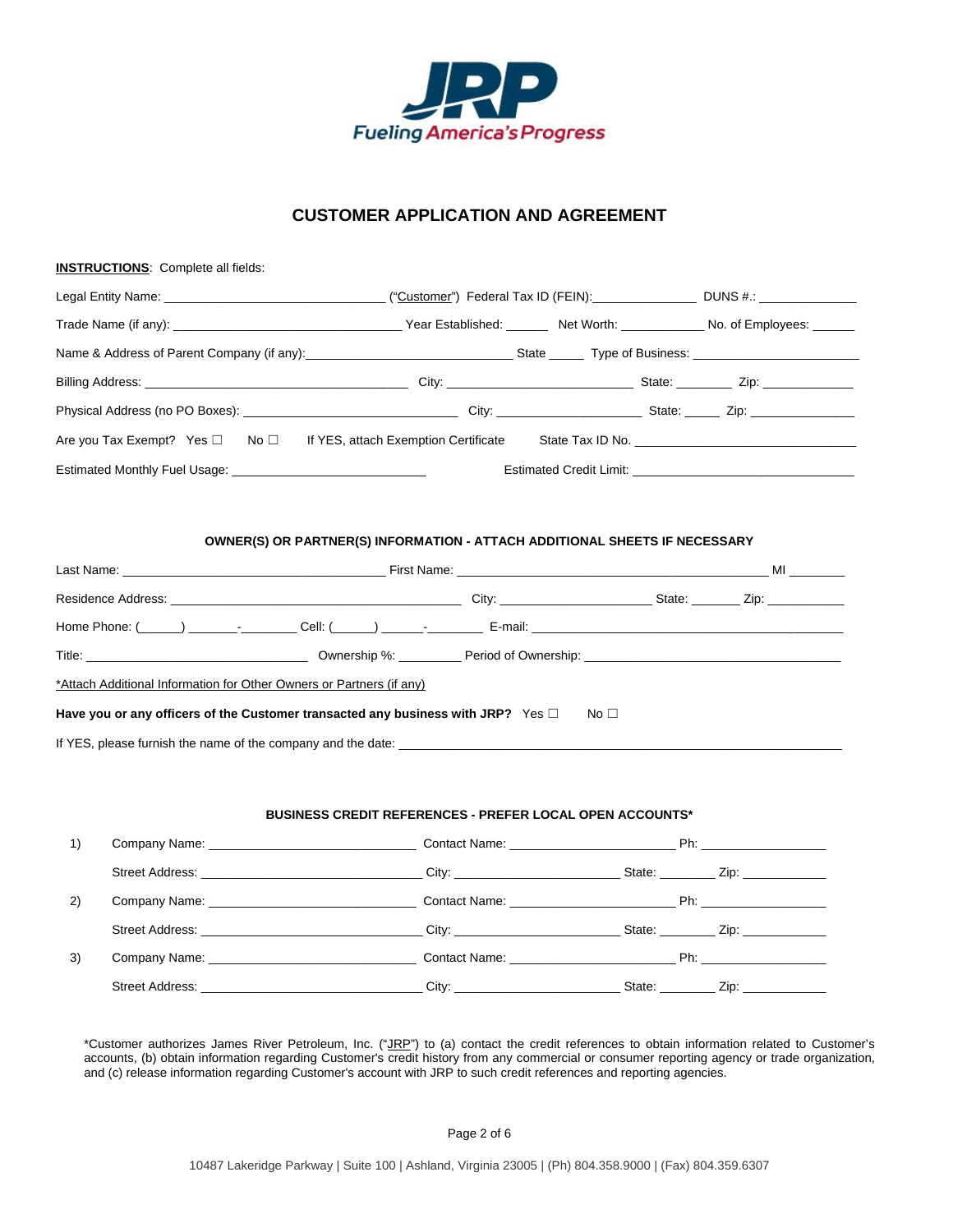# CUSTOMER APPLICATION AND AGREEMENT

**INSTRUCTIONS**: Complete all fields:

Legal Entity Name: ______________________________ ("Customer") Federal Tax ID (FEIN): ______________ DUNS #.: ______________

Trade Name (if any): ______________________________ Year Established: ______ Net Worth: ____________ No. of Employees: ______

Name & Address of Parent Company (if any): ____________________________ State _____ Type of Business: ______________________

Billing Address: ______________________________________ City: __________________________ State: ________ Zip: _____________

Physical Address (no PO Boxes): ______________________________ City: ____________________ State: _____ Zip: ______________

Are you Tax Exempt? Yes ☐ No ☐ If YES, attach Exemption Certificate State Tax ID No. ______________________________

Estimated Monthly Fuel Usage: ___________________________ Estimated Credit Limit: ______________________________

## OWNER(S) OR PARTNER(S) INFORMATION - ATTACH ADDITIONAL SHEETS IF NECESSARY

Last Name: _____________________________________ First Name: ____________________________________________ MI ________

Residence Address: ___________________________________________ City: _____________________ State: _______ Zip: ___________

Home Phone: (_____) _______-________ Cell: (_____) ______-________ E-mail: ___________________________________________

Title: _______________________________ Ownership %: ________ Period of Ownership: ___________________________________

*Attach Additional Information for Other Owners or Partners (if any)

**Have you or any officers of the Customer transacted any business with JRP?** Yes ☐ No ☐

If YES, please furnish the name of the company and the date: ____________________________________________________________

## BUSINESS CREDIT REFERENCES - PREFER LOCAL OPEN ACCOUNTS*

1) Company Name: ______________________________ Contact Name: _______________________ Ph: __________________

Street Address: _______________________________ City: _______________________ State: ________ Zip: ____________

2) Company Name: ______________________________ Contact Name: _______________________ Ph: __________________

Street Address: _______________________________ City: _______________________ State: ________ Zip: ____________

3) Company Name: ______________________________ Contact Name: _______________________ Ph: __________________

Street Address: _______________________________ City: _______________________ State: ________ Zip: ____________

*Customer authorizes James River Petroleum, Inc. ("JRP") to (a) contact the credit references to obtain information related to Customer's accounts, (b) obtain information regarding Customer's credit history from any commercial or consumer reporting agency or trade organization, and (c) release information regarding Customer's account with JRP to such credit references and reporting agencies.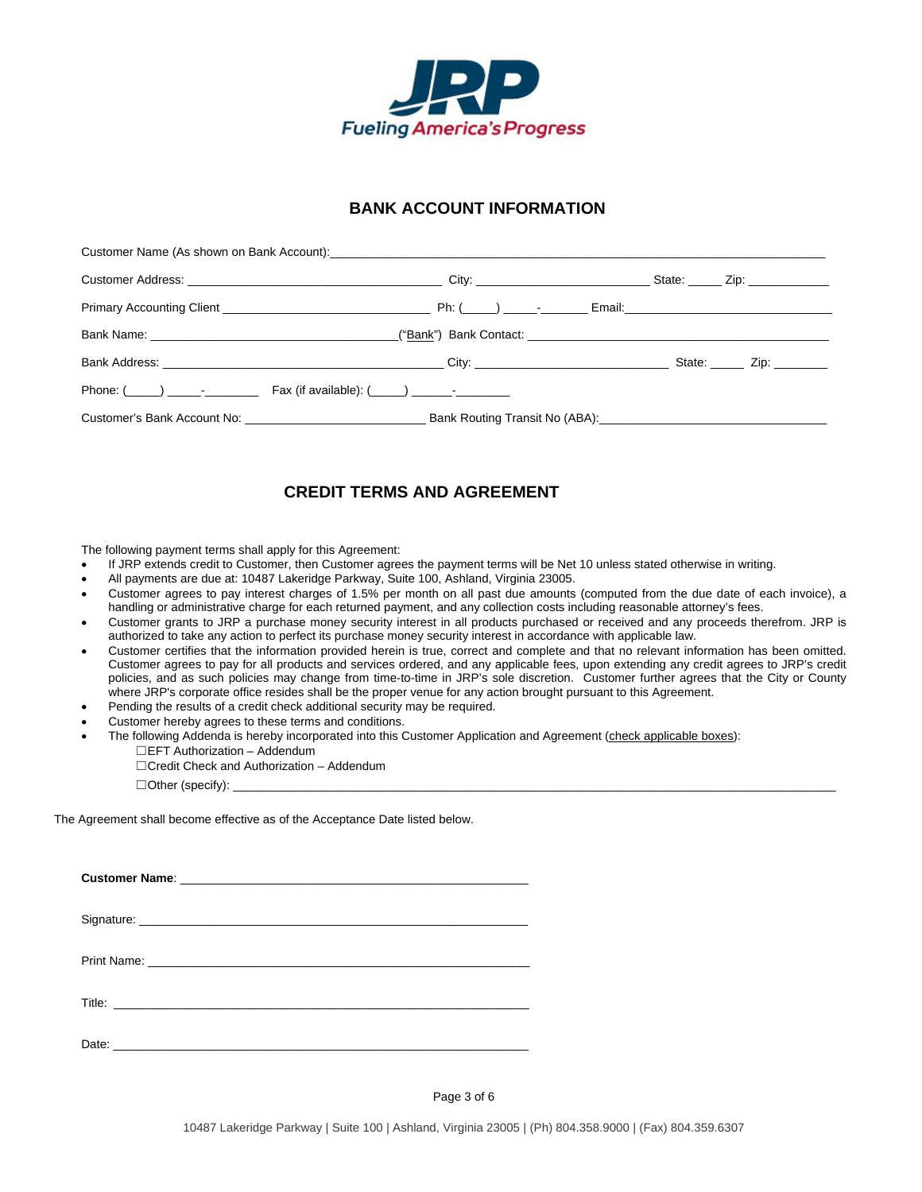## BANK ACCOUNT INFORMATION

Customer Name (As shown on Bank Account):_______________________________________________

Customer Address: _______________________ City: ________________ State: _____ Zip: ________

Primary Accounting Client ____________________ Ph: (____) _____-_______ Email:____________________

Bank Name: ______________________("Bank") Bank Contact: ______________________________

Bank Address: ___________________________ City: __________________ State: _____ Zip: ________

Phone: (____) _____-________ Fax (if available): (____) ______-________

Customer's Bank Account No: __________________ Bank Routing Transit No (ABA):______________________

## CREDIT TERMS AND AGREEMENT

The following payment terms shall apply for this Agreement:

- If JRP extends credit to Customer, then Customer agrees the payment terms will be Net 10 unless stated otherwise in writing.
- All payments are due at: 10487 Lakeridge Parkway, Suite 100, Ashland, Virginia 23005.
- Customer agrees to pay interest charges of 1.5% per month on all past due amounts (computed from the due date of each invoice), a handling or administrative charge for each returned payment, and any collection costs including reasonable attorney's fees.
- Customer grants to JRP a purchase money security interest in all products purchased or received and any proceeds therefrom. JRP is authorized to take any action to perfect its purchase money security interest in accordance with applicable law.
- Customer certifies that the information provided herein is true, correct and complete and that no relevant information has been omitted. Customer agrees to pay for all products and services ordered, and any applicable fees, upon extending any credit agrees to JRP's credit policies, and as such policies may change from time-to-time in JRP's sole discretion. Customer further agrees that the City or County where JRP's corporate office resides shall be the proper venue for any action brought pursuant to this Agreement.
- Pending the results of a credit check additional security may be required.
- Customer hereby agrees to these terms and conditions.
- The following Addenda is hereby incorporated into this Customer Application and Agreement (check applicable boxes):
  - ☐EFT Authorization – Addendum
  - ☐Credit Check and Authorization – Addendum
  - ☐Other (specify): ______________________________________________

The Agreement shall become effective as of the Acceptance Date listed below.

**Customer Name**: ________________________________

Signature: ________________________________

Print Name: ________________________________

Title: ________________________________

Date: ________________________________

10487 Lakeridge Parkway | Suite 100 | Ashland, Virginia 23005 | (Ph) 804.358.9000 | (Fax) 804.359.6307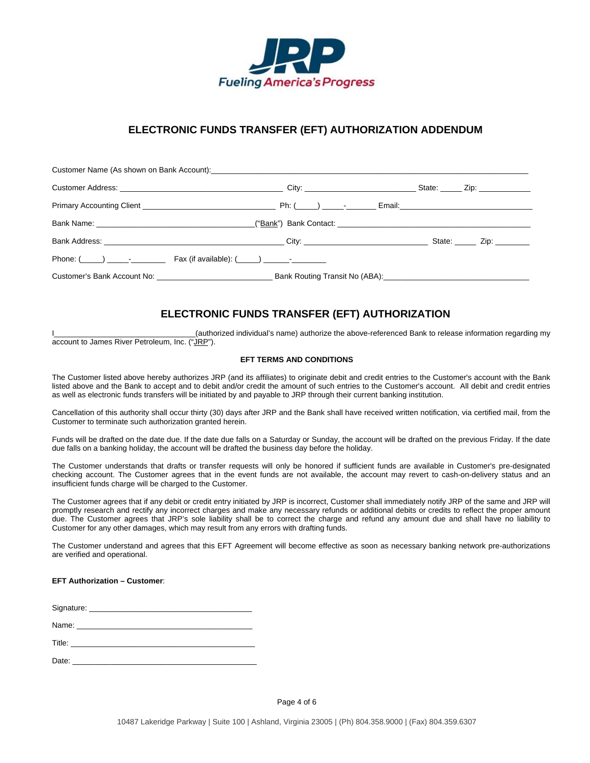JRP
Fueling America's Progress

# ELECTRONIC FUNDS TRANSFER (EFT) AUTHORIZATION ADDENDUM

Customer Name (As shown on Bank Account):_______________________________________________

Customer Address: ______________________________ City: ____________________ State: _____ Zip: ___________

Primary Accounting Client ________________________ Ph: (____) _____-_______ Email:_________________________

Bank Name: ______________________________("Bank") Bank Contact: ______________________________________

Bank Address: __________________________________ City: ______________________ State: _____ Zip: ________

Phone: (____) _____-________ Fax (if available): (____) ______-________

Customer's Bank Account No: _____________________ Bank Routing Transit No (ABA):___________________________

# ELECTRONIC FUNDS TRANSFER (EFT) AUTHORIZATION

I______________________________(authorized individual's name) authorize the above-referenced Bank to release information regarding my account to James River Petroleum, Inc. ("JRP").

**EFT TERMS AND CONDITIONS**

The Customer listed above hereby authorizes JRP (and its affiliates) to originate debit and credit entries to the Customer's account with the Bank listed above and the Bank to accept and to debit and/or credit the amount of such entries to the Customer's account. All debit and credit entries as well as electronic funds transfers will be initiated by and payable to JRP through their current banking institution.

Cancellation of this authority shall occur thirty (30) days after JRP and the Bank shall have received written notification, via certified mail, from the Customer to terminate such authorization granted herein.

Funds will be drafted on the date due. If the date due falls on a Saturday or Sunday, the account will be drafted on the previous Friday. If the date due falls on a banking holiday, the account will be drafted the business day before the holiday.

The Customer understands that drafts or transfer requests will only be honored if sufficient funds are available in Customer's pre-designated checking account. The Customer agrees that in the event funds are not available, the account may revert to cash-on-delivery status and an insufficient funds charge will be charged to the Customer.

The Customer agrees that if any debit or credit entry initiated by JRP is incorrect, Customer shall immediately notify JRP of the same and JRP will promptly research and rectify any incorrect charges and make any necessary refunds or additional debits or credits to reflect the proper amount due. The Customer agrees that JRP's sole liability shall be to correct the charge and refund any amount due and shall have no liability to Customer for any other damages, which may result from any errors with drafting funds.

The Customer understand and agrees that this EFT Agreement will become effective as soon as necessary banking network pre-authorizations are verified and operational.

**EFT Authorization – Customer**:

Signature: ___________________________________

Name: ______________________________________

Title: _______________________________________

Date: _______________________________________

10487 Lakeridge Parkway | Suite 100 | Ashland, Virginia 23005 | (Ph) 804.358.9000 | (Fax) 804.359.6307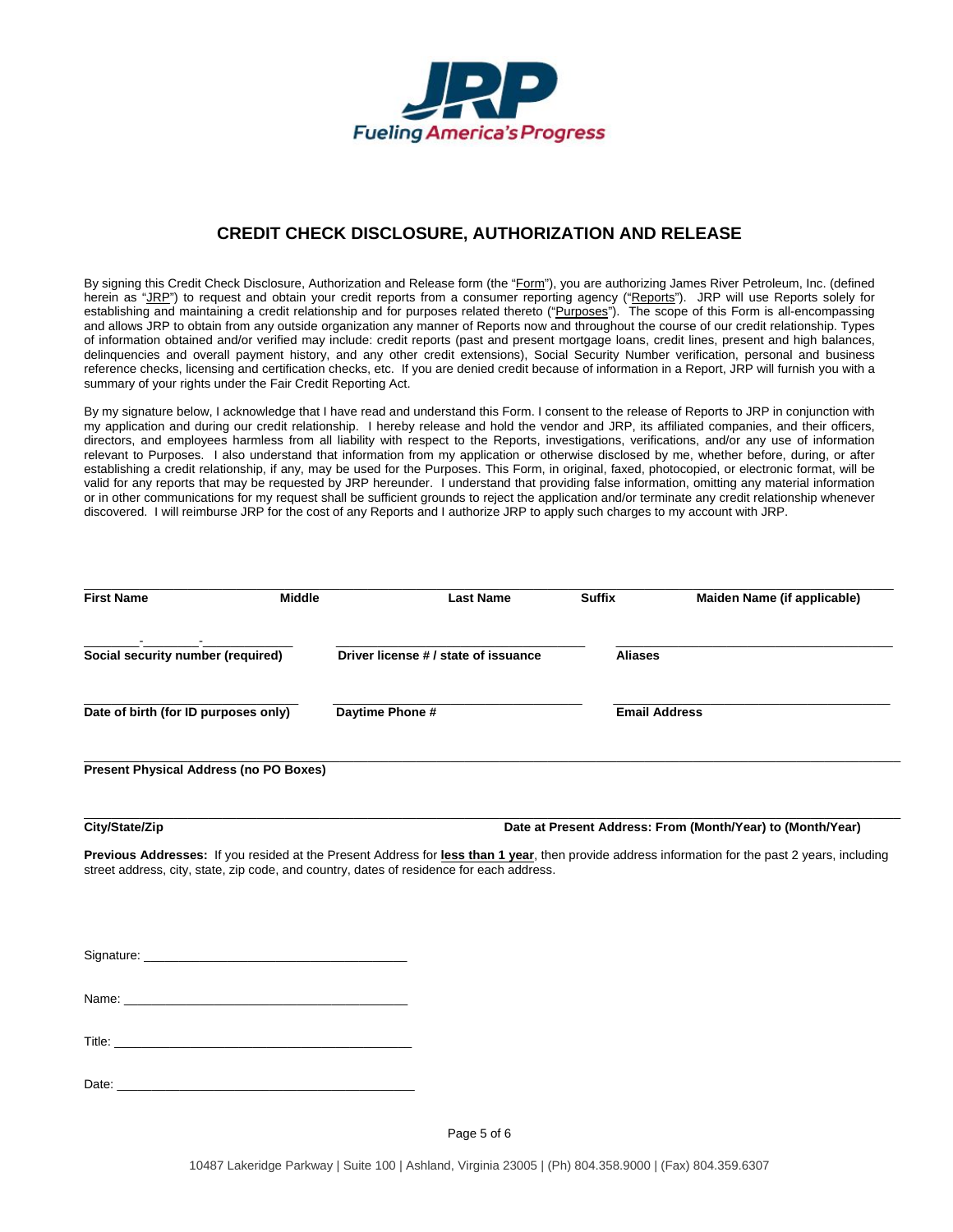JRP

Fueling America's Progress

## CREDIT CHECK DISCLOSURE, AUTHORIZATION AND RELEASE

By signing this Credit Check Disclosure, Authorization and Release form (the "Form"), you are authorizing James River Petroleum, Inc. (defined herein as "JRP") to request and obtain your credit reports from a consumer reporting agency ("Reports"). JRP will use Reports solely for establishing and maintaining a credit relationship and for purposes related thereto ("Purposes"). The scope of this Form is all-encompassing and allows JRP to obtain from any outside organization any manner of Reports now and throughout the course of our credit relationship. Types of information obtained and/or verified may include: credit reports (past and present mortgage loans, credit lines, present and high balances, delinquencies and overall payment history, and any other credit extensions), Social Security Number verification, personal and business reference checks, licensing and certification checks, etc. If you are denied credit because of information in a Report, JRP will furnish you with a summary of your rights under the Fair Credit Reporting Act.

By my signature below, I acknowledge that I have read and understand this Form. I consent to the release of Reports to JRP in conjunction with my application and during our credit relationship. I hereby release and hold the vendor and JRP, its affiliated companies, and their officers, directors, and employees harmless from all liability with respect to the Reports, investigations, verifications, and/or any use of information relevant to Purposes. I also understand that information from my application or otherwise disclosed by me, whether before, during, or after establishing a credit relationship, if any, may be used for the Purposes. This Form, in original, faxed, photocopied, or electronic format, will be valid for any reports that may be requested by JRP hereunder. I understand that providing false information, omitting any material information or in other communications for my request shall be sufficient grounds to reject the application and/or terminate any credit relationship whenever discovered. I will reimburse JRP for the cost of any Reports and I authorize JRP to apply such charges to my account with JRP.

______________________________________________________________________

**First Name** **Middle** **Last Name** **Suffix** **Maiden Name (if applicable)**

_______-_______-____________ ______________________________ ______________________________

**Social security number (required)** **Driver license # / state of issuance** **Aliases**

______________________________ ______________________________ ______________________________

**Date of birth (for ID purposes only)** **Daytime Phone #** **Email Address**

______________________________________________________________________

**Present Physical Address (no PO Boxes)**

______________________________________________________________________

**City/State/Zip** **Date at Present Address: From (Month/Year) to (Month/Year)**

**Previous Addresses:** If you resided at the Present Address for **less than 1 year**, then provide address information for the past 2 years, including street address, city, state, zip code, and country, dates of residence for each address.

Signature: ____________________________________

Name: ________________________________________

Title: _________________________________________

Date: _________________________________________

10487 Lakeridge Parkway | Suite 100 | Ashland, Virginia 23005 | (Ph) 804.358.9000 | (Fax) 804.359.6307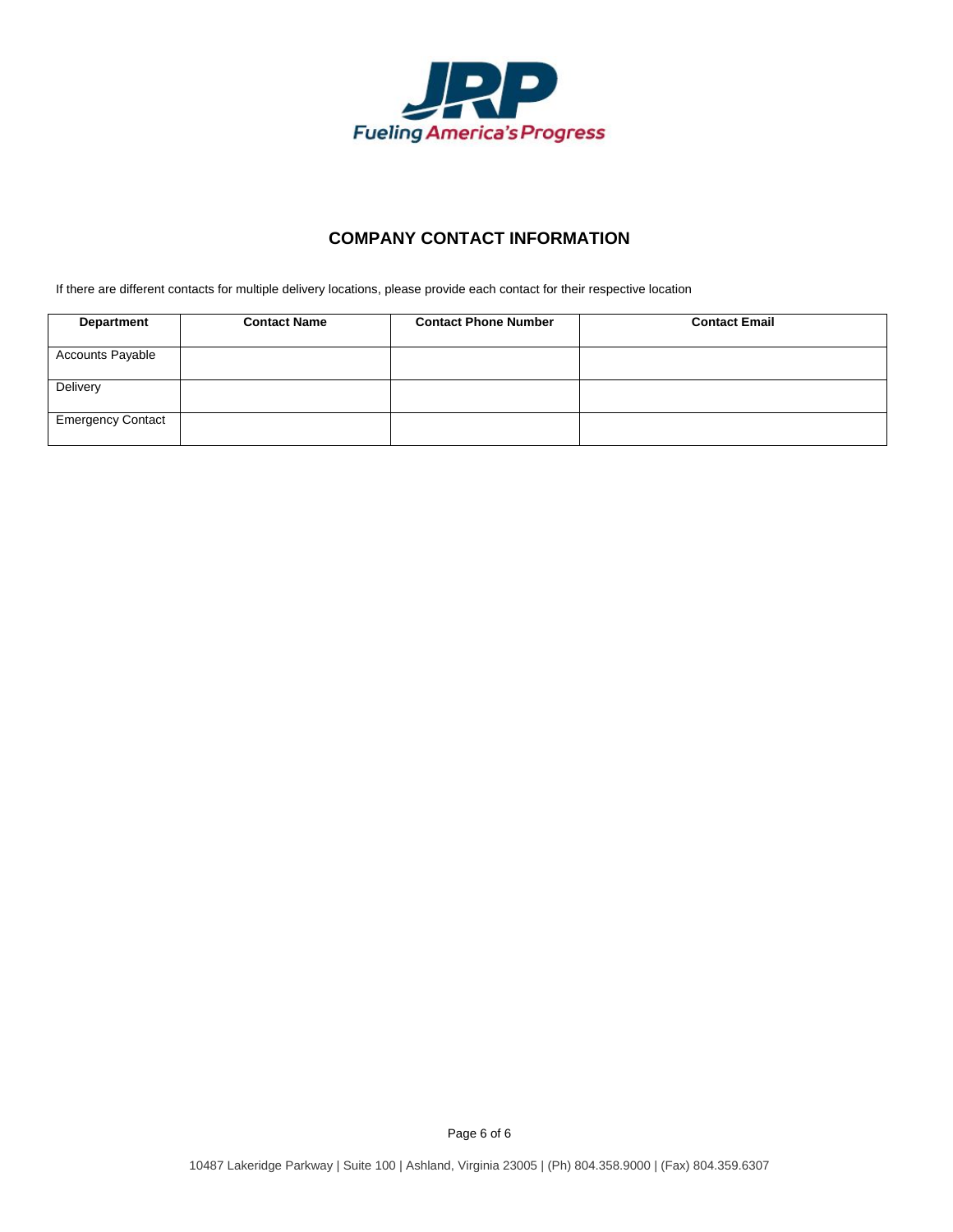## COMPANY CONTACT INFORMATION

If there are different contacts for multiple delivery locations, please provide each contact for their respective location

| Department | Contact Name | Contact Phone Number | Contact Email |
|---|---|---|---|
| Accounts Payable | | | |
| Delivery | | | |
| Emergency Contact | | | |

10487 Lakeridge Parkway | Suite 100 | Ashland, Virginia 23005 | (Ph) 804.358.9000 | (Fax) 804.359.6307